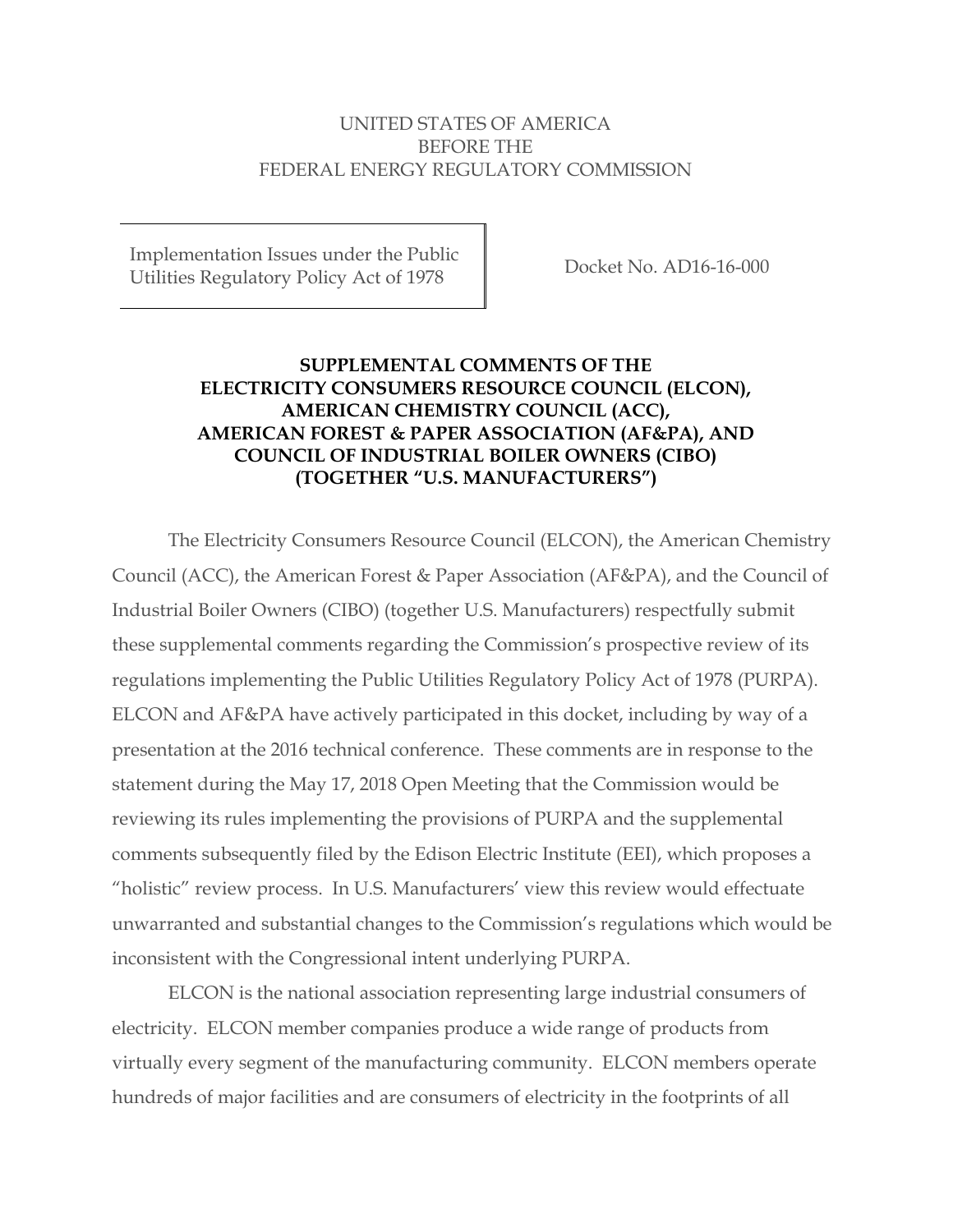UNITED STATES OF AMERICA
BEFORE THE
FEDERAL ENERGY REGULATORY COMMISSION

| Implementation Issues under the Public Utilities Regulatory Policy Act of 1978 | Docket No. AD16-16-000 |
| --- | --- |

**SUPPLEMENTAL COMMENTS OF THE ELECTRICITY CONSUMERS RESOURCE COUNCIL (ELCON), AMERICAN CHEMISTRY COUNCIL (ACC), AMERICAN FOREST & PAPER ASSOCIATION (AF&PA), AND COUNCIL OF INDUSTRIAL BOILER OWNERS (CIBO) (TOGETHER "U.S. MANUFACTURERS")**

The Electricity Consumers Resource Council (ELCON), the American Chemistry Council (ACC), the American Forest & Paper Association (AF&PA), and the Council of Industrial Boiler Owners (CIBO) (together U.S. Manufacturers) respectfully submit these supplemental comments regarding the Commission's prospective review of its regulations implementing the Public Utilities Regulatory Policy Act of 1978 (PURPA). ELCON and AF&PA have actively participated in this docket, including by way of a presentation at the 2016 technical conference. These comments are in response to the statement during the May 17, 2018 Open Meeting that the Commission would be reviewing its rules implementing the provisions of PURPA and the supplemental comments subsequently filed by the Edison Electric Institute (EEI), which proposes a "holistic" review process. In U.S. Manufacturers' view this review would effectuate unwarranted and substantial changes to the Commission's regulations which would be inconsistent with the Congressional intent underlying PURPA.

ELCON is the national association representing large industrial consumers of electricity. ELCON member companies produce a wide range of products from virtually every segment of the manufacturing community. ELCON members operate hundreds of major facilities and are consumers of electricity in the footprints of all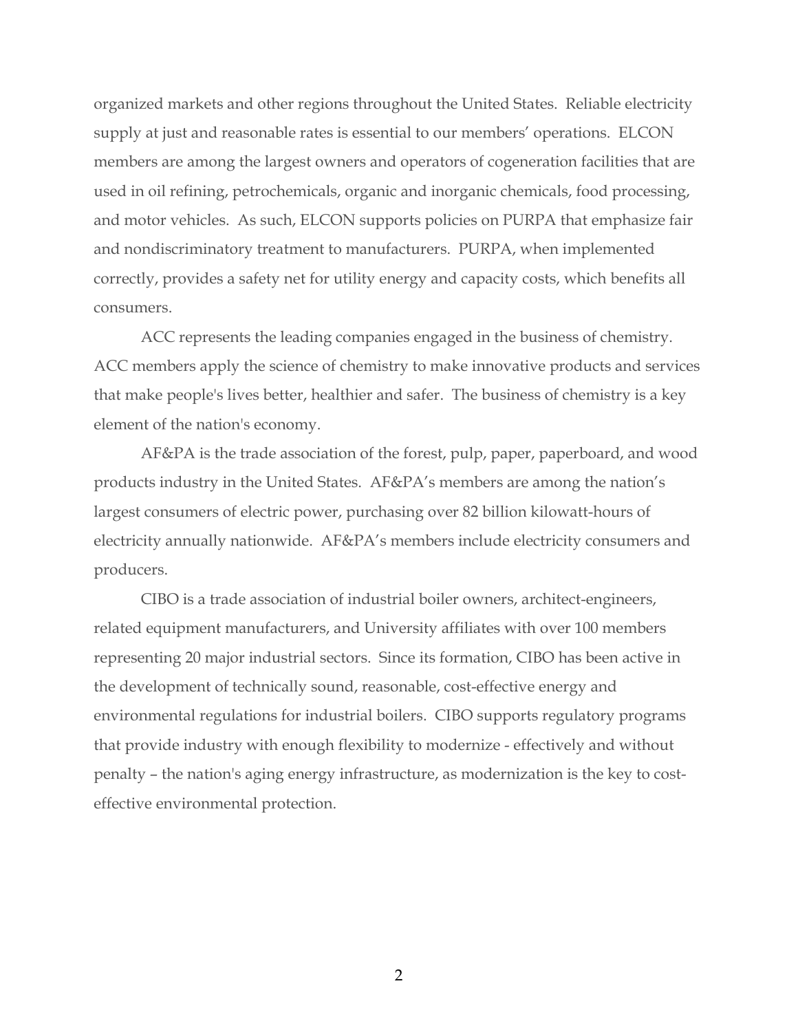organized markets and other regions throughout the United States. Reliable electricity supply at just and reasonable rates is essential to our members' operations. ELCON members are among the largest owners and operators of cogeneration facilities that are used in oil refining, petrochemicals, organic and inorganic chemicals, food processing, and motor vehicles. As such, ELCON supports policies on PURPA that emphasize fair and nondiscriminatory treatment to manufacturers. PURPA, when implemented correctly, provides a safety net for utility energy and capacity costs, which benefits all consumers.

ACC represents the leading companies engaged in the business of chemistry. ACC members apply the science of chemistry to make innovative products and services that make people's lives better, healthier and safer. The business of chemistry is a key element of the nation's economy.

AF&PA is the trade association of the forest, pulp, paper, paperboard, and wood products industry in the United States. AF&PA's members are among the nation's largest consumers of electric power, purchasing over 82 billion kilowatt-hours of electricity annually nationwide. AF&PA's members include electricity consumers and producers.

CIBO is a trade association of industrial boiler owners, architect-engineers, related equipment manufacturers, and University affiliates with over 100 members representing 20 major industrial sectors. Since its formation, CIBO has been active in the development of technically sound, reasonable, cost-effective energy and environmental regulations for industrial boilers. CIBO supports regulatory programs that provide industry with enough flexibility to modernize - effectively and without penalty – the nation's aging energy infrastructure, as modernization is the key to cost-effective environmental protection.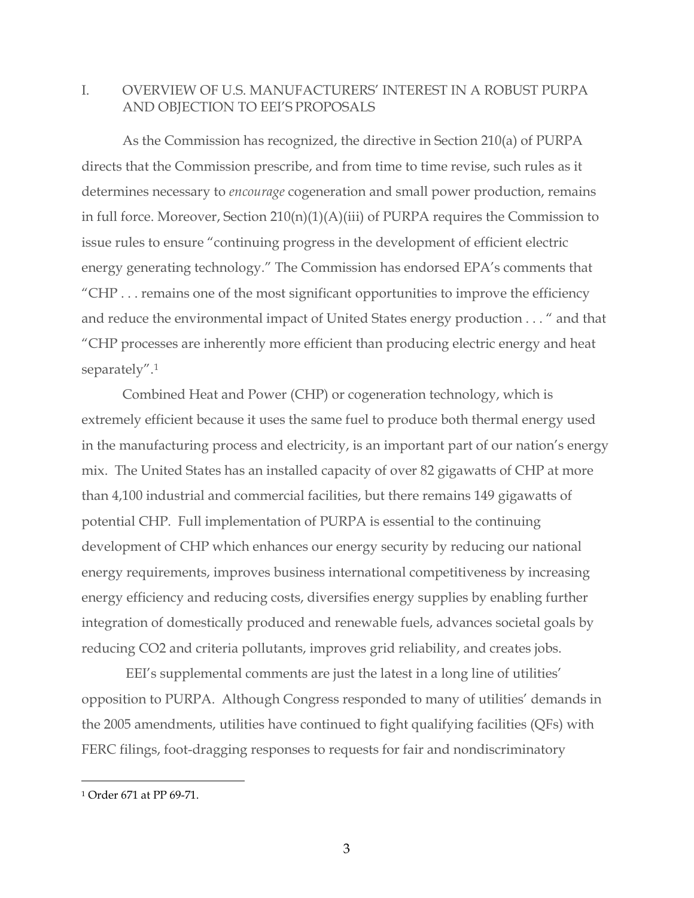## I. OVERVIEW OF U.S. MANUFACTURERS' INTEREST IN A ROBUST PURPA AND OBJECTION TO EEI'S PROPOSALS

As the Commission has recognized, the directive in Section 210(a) of PURPA directs that the Commission prescribe, and from time to time revise, such rules as it determines necessary to *encourage* cogeneration and small power production, remains in full force. Moreover, Section 210(n)(1)(A)(iii) of PURPA requires the Commission to issue rules to ensure "continuing progress in the development of efficient electric energy generating technology." The Commission has endorsed EPA's comments that "CHP . . . remains one of the most significant opportunities to improve the efficiency and reduce the environmental impact of United States energy production . . . " and that "CHP processes are inherently more efficient than producing electric energy and heat separately".[1]

Combined Heat and Power (CHP) or cogeneration technology, which is extremely efficient because it uses the same fuel to produce both thermal energy used in the manufacturing process and electricity, is an important part of our nation's energy mix. The United States has an installed capacity of over 82 gigawatts of CHP at more than 4,100 industrial and commercial facilities, but there remains 149 gigawatts of potential CHP. Full implementation of PURPA is essential to the continuing development of CHP which enhances our energy security by reducing our national energy requirements, improves business international competitiveness by increasing energy efficiency and reducing costs, diversifies energy supplies by enabling further integration of domestically produced and renewable fuels, advances societal goals by reducing $CO_2$ and criteria pollutants, improves grid reliability, and creates jobs.

EEI's supplemental comments are just the latest in a long line of utilities' opposition to PURPA. Although Congress responded to many of utilities' demands in the 2005 amendments, utilities have continued to fight qualifying facilities (QFs) with FERC filings, foot-dragging responses to requests for fair and nondiscriminatory

---

[1] Order 671 at PP 69-71.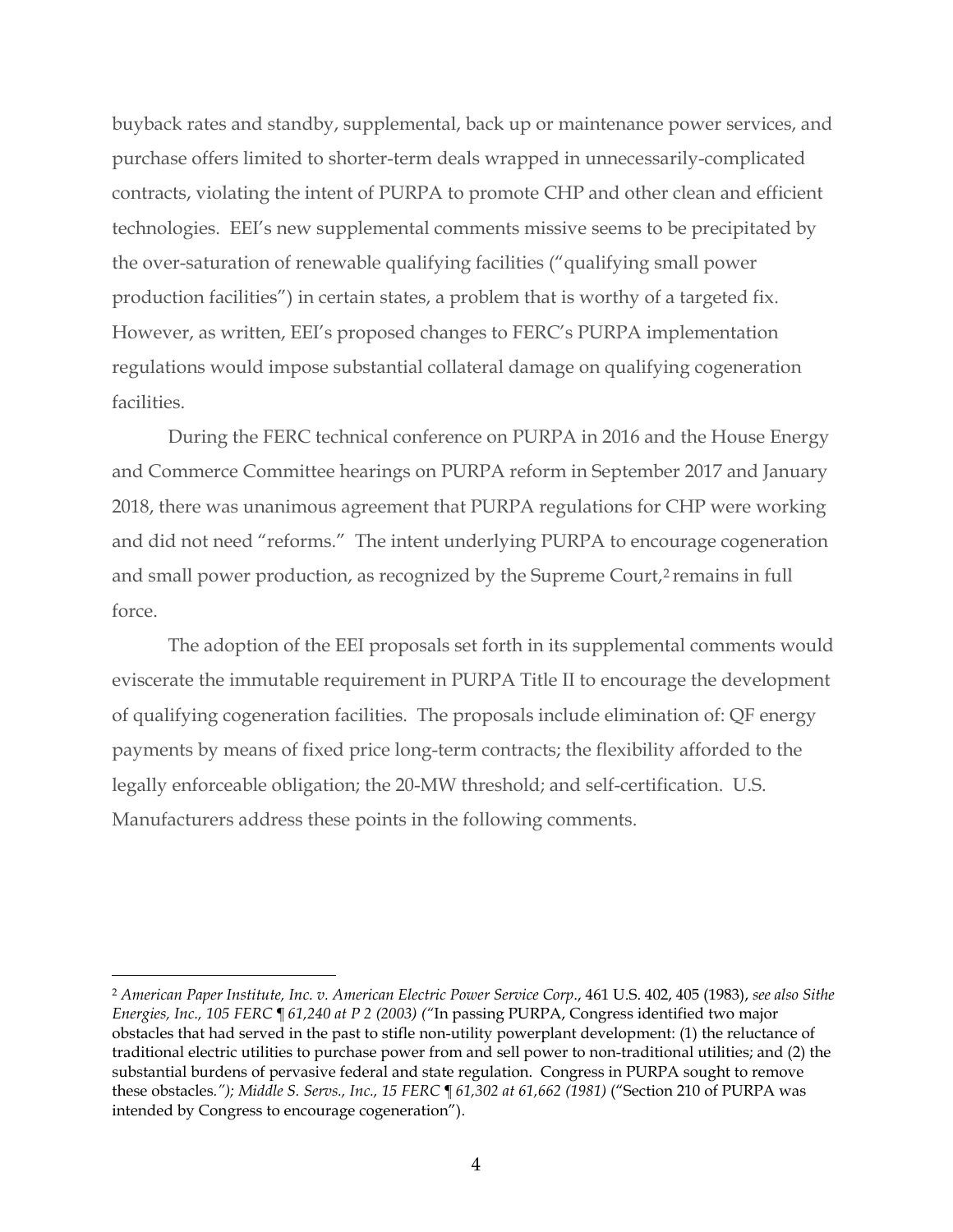buyback rates and standby, supplemental, back up or maintenance power services, and purchase offers limited to shorter-term deals wrapped in unnecessarily-complicated contracts, violating the intent of PURPA to promote CHP and other clean and efficient technologies. EEI's new supplemental comments missive seems to be precipitated by the over-saturation of renewable qualifying facilities ("qualifying small power production facilities") in certain states, a problem that is worthy of a targeted fix. However, as written, EEI's proposed changes to FERC's PURPA implementation regulations would impose substantial collateral damage on qualifying cogeneration facilities.

During the FERC technical conference on PURPA in 2016 and the House Energy and Commerce Committee hearings on PURPA reform in September 2017 and January 2018, there was unanimous agreement that PURPA regulations for CHP were working and did not need "reforms." The intent underlying PURPA to encourage cogeneration and small power production, as recognized by the Supreme Court,[2] remains in full force.

The adoption of the EEI proposals set forth in its supplemental comments would eviscerate the immutable requirement in PURPA Title II to encourage the development of qualifying cogeneration facilities. The proposals include elimination of: QF energy payments by means of fixed price long-term contracts; the flexibility afforded to the legally enforceable obligation; the 20-MW threshold; and self-certification. U.S. Manufacturers address these points in the following comments.

---

[2] *American Paper Institute, Inc. v. American Electric Power Service Corp*., 461 U.S. 402, 405 (1983), *see also Sithe Energies, Inc., 105 FERC ¶ 61,240 at P 2 (2003) ("*In passing PURPA, Congress identified two major obstacles that had served in the past to stifle non-utility powerplant development: (1) the reluctance of traditional electric utilities to purchase power from and sell power to non-traditional utilities; and (2) the substantial burdens of pervasive federal and state regulation. Congress in PURPA sought to remove these obstacles.*"); Middle S. Servs., Inc., 15 FERC ¶ 61,302 at 61,662 (1981)* ("Section 210 of PURPA was intended by Congress to encourage cogeneration").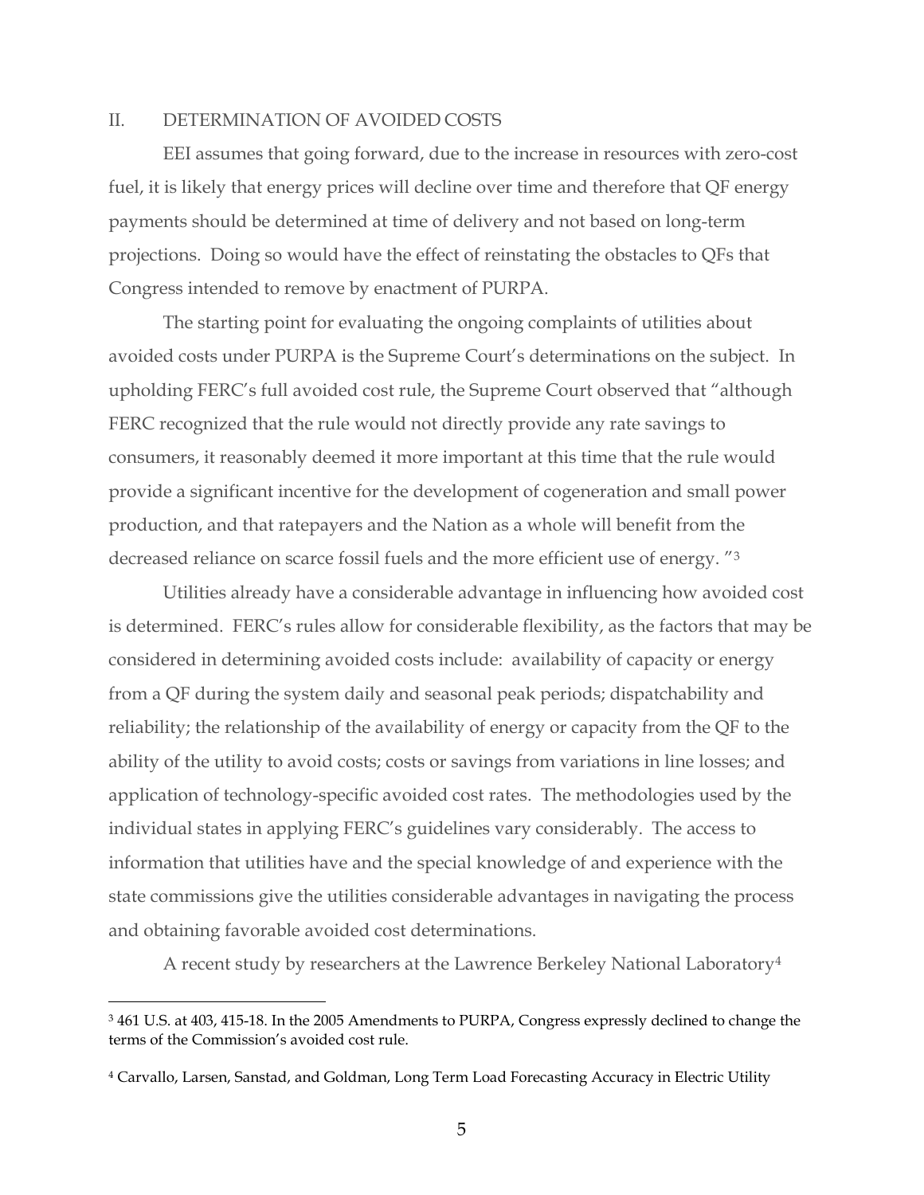## II. DETERMINATION OF AVOIDED COSTS

EEI assumes that going forward, due to the increase in resources with zero-cost fuel, it is likely that energy prices will decline over time and therefore that QF energy payments should be determined at time of delivery and not based on long-term projections. Doing so would have the effect of reinstating the obstacles to QFs that Congress intended to remove by enactment of PURPA.

The starting point for evaluating the ongoing complaints of utilities about avoided costs under PURPA is the Supreme Court's determinations on the subject. In upholding FERC's full avoided cost rule, the Supreme Court observed that "although FERC recognized that the rule would not directly provide any rate savings to consumers, it reasonably deemed it more important at this time that the rule would provide a significant incentive for the development of cogeneration and small power production, and that ratepayers and the Nation as a whole will benefit from the decreased reliance on scarce fossil fuels and the more efficient use of energy. "[3]

Utilities already have a considerable advantage in influencing how avoided cost is determined. FERC's rules allow for considerable flexibility, as the factors that may be considered in determining avoided costs include: availability of capacity or energy from a QF during the system daily and seasonal peak periods; dispatchability and reliability; the relationship of the availability of energy or capacity from the QF to the ability of the utility to avoid costs; costs or savings from variations in line losses; and application of technology-specific avoided cost rates. The methodologies used by the individual states in applying FERC's guidelines vary considerably. The access to information that utilities have and the special knowledge of and experience with the state commissions give the utilities considerable advantages in navigating the process and obtaining favorable avoided cost determinations.

A recent study by researchers at the Lawrence Berkeley National Laboratory[4]

---

[3] 461 U.S. at 403, 415-18. In the 2005 Amendments to PURPA, Congress expressly declined to change the terms of the Commission's avoided cost rule.

[4] Carvallo, Larsen, Sanstad, and Goldman, Long Term Load Forecasting Accuracy in Electric Utility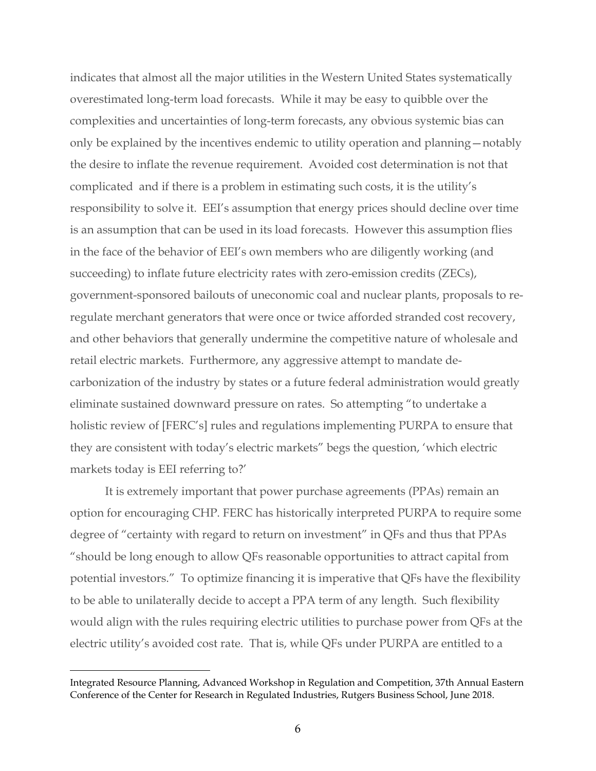indicates that almost all the major utilities in the Western United States systematically overestimated long-term load forecasts. While it may be easy to quibble over the complexities and uncertainties of long-term forecasts, any obvious systemic bias can only be explained by the incentives endemic to utility operation and planning—notably the desire to inflate the revenue requirement. Avoided cost determination is not that complicated and if there is a problem in estimating such costs, it is the utility's responsibility to solve it. EEI's assumption that energy prices should decline over time is an assumption that can be used in its load forecasts. However this assumption flies in the face of the behavior of EEI's own members who are diligently working (and succeeding) to inflate future electricity rates with zero-emission credits (ZECs), government-sponsored bailouts of uneconomic coal and nuclear plants, proposals to re-regulate merchant generators that were once or twice afforded stranded cost recovery, and other behaviors that generally undermine the competitive nature of wholesale and retail electric markets. Furthermore, any aggressive attempt to mandate de-carbonization of the industry by states or a future federal administration would greatly eliminate sustained downward pressure on rates. So attempting "to undertake a holistic review of [FERC's] rules and regulations implementing PURPA to ensure that they are consistent with today's electric markets" begs the question, 'which electric markets today is EEI referring to?'

It is extremely important that power purchase agreements (PPAs) remain an option for encouraging CHP. FERC has historically interpreted PURPA to require some degree of "certainty with regard to return on investment" in QFs and thus that PPAs "should be long enough to allow QFs reasonable opportunities to attract capital from potential investors." To optimize financing it is imperative that QFs have the flexibility to be able to unilaterally decide to accept a PPA term of any length. Such flexibility would align with the rules requiring electric utilities to purchase power from QFs at the electric utility's avoided cost rate. That is, while QFs under PURPA are entitled to a

---

Integrated Resource Planning, Advanced Workshop in Regulation and Competition, 37th Annual Eastern Conference of the Center for Research in Regulated Industries, Rutgers Business School, June 2018.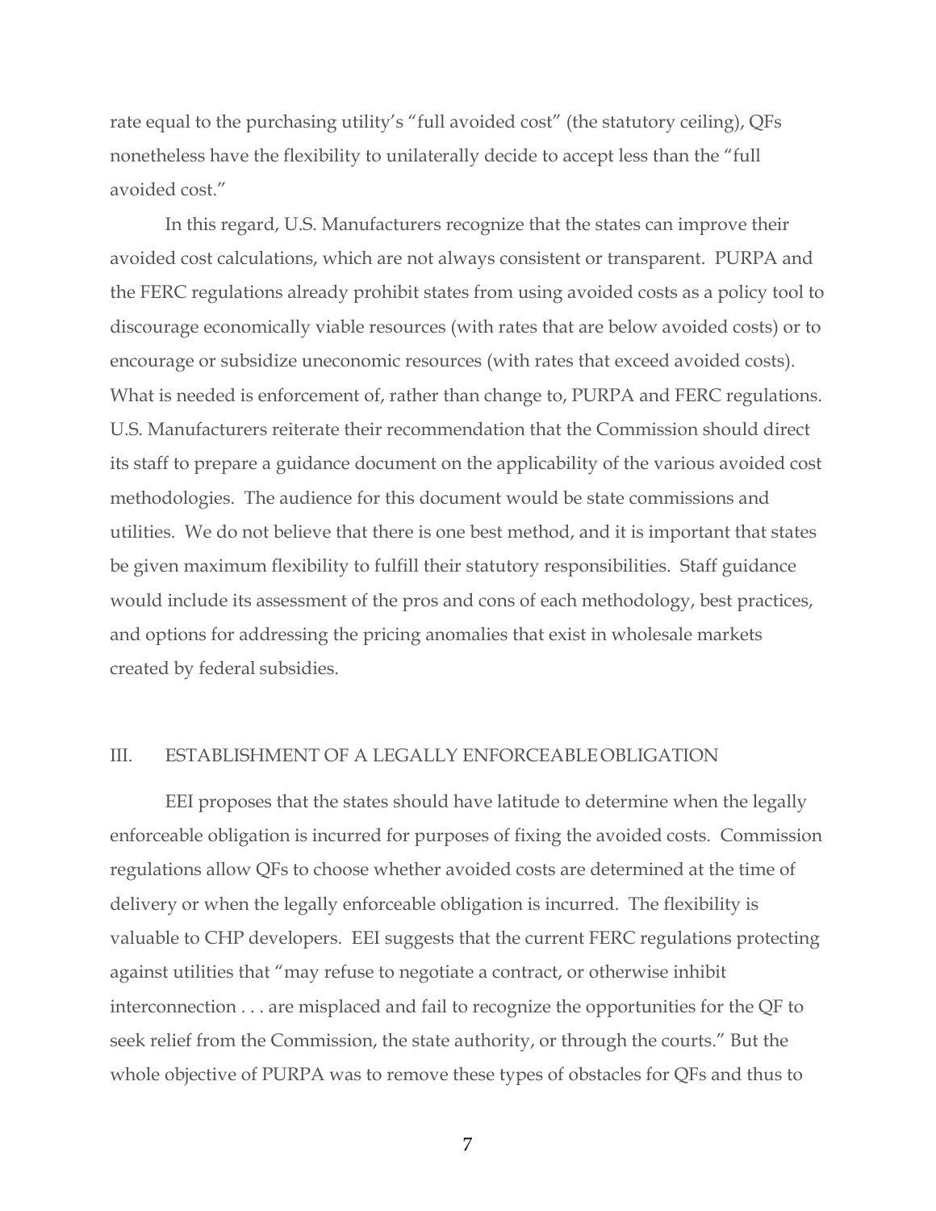rate equal to the purchasing utility's "full avoided cost" (the statutory ceiling), QFs nonetheless have the flexibility to unilaterally decide to accept less than the "full avoided cost."

In this regard, U.S. Manufacturers recognize that the states can improve their avoided cost calculations, which are not always consistent or transparent. PURPA and the FERC regulations already prohibit states from using avoided costs as a policy tool to discourage economically viable resources (with rates that are below avoided costs) or to encourage or subsidize uneconomic resources (with rates that exceed avoided costs). What is needed is enforcement of, rather than change to, PURPA and FERC regulations. U.S. Manufacturers reiterate their recommendation that the Commission should direct its staff to prepare a guidance document on the applicability of the various avoided cost methodologies. The audience for this document would be state commissions and utilities. We do not believe that there is one best method, and it is important that states be given maximum flexibility to fulfill their statutory responsibilities. Staff guidance would include its assessment of the pros and cons of each methodology, best practices, and options for addressing the pricing anomalies that exist in wholesale markets created by federal subsidies.

## III. ESTABLISHMENT OF A LEGALLY ENFORCEABLE OBLIGATION

EEI proposes that the states should have latitude to determine when the legally enforceable obligation is incurred for purposes of fixing the avoided costs. Commission regulations allow QFs to choose whether avoided costs are determined at the time of delivery or when the legally enforceable obligation is incurred. The flexibility is valuable to CHP developers. EEI suggests that the current FERC regulations protecting against utilities that "may refuse to negotiate a contract, or otherwise inhibit interconnection . . . are misplaced and fail to recognize the opportunities for the QF to seek relief from the Commission, the state authority, or through the courts." But the whole objective of PURPA was to remove these types of obstacles for QFs and thus to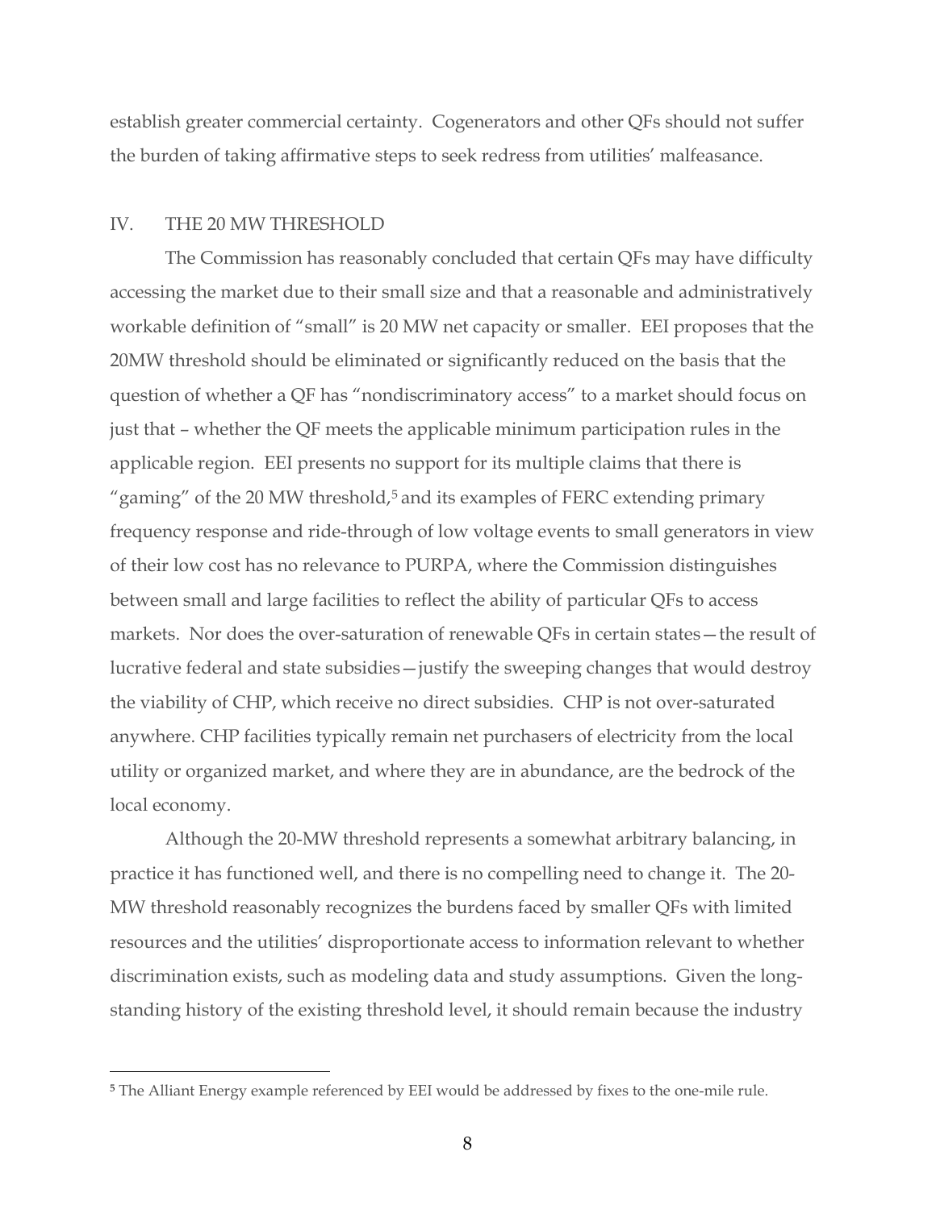establish greater commercial certainty. Cogenerators and other QFs should not suffer the burden of taking affirmative steps to seek redress from utilities' malfeasance.

## IV. THE 20 MW THRESHOLD

The Commission has reasonably concluded that certain QFs may have difficulty accessing the market due to their small size and that a reasonable and administratively workable definition of "small" is 20 MW net capacity or smaller. EEI proposes that the 20MW threshold should be eliminated or significantly reduced on the basis that the question of whether a QF has "nondiscriminatory access" to a market should focus on just that – whether the QF meets the applicable minimum participation rules in the applicable region. EEI presents no support for its multiple claims that there is "gaming" of the 20 MW threshold,[5] and its examples of FERC extending primary frequency response and ride-through of low voltage events to small generators in view of their low cost has no relevance to PURPA, where the Commission distinguishes between small and large facilities to reflect the ability of particular QFs to access markets. Nor does the over-saturation of renewable QFs in certain states—the result of lucrative federal and state subsidies—justify the sweeping changes that would destroy the viability of CHP, which receive no direct subsidies. CHP is not over-saturated anywhere. CHP facilities typically remain net purchasers of electricity from the local utility or organized market, and where they are in abundance, are the bedrock of the local economy.

Although the 20-MW threshold represents a somewhat arbitrary balancing, in practice it has functioned well, and there is no compelling need to change it. The 20-MW threshold reasonably recognizes the burdens faced by smaller QFs with limited resources and the utilities' disproportionate access to information relevant to whether discrimination exists, such as modeling data and study assumptions. Given the long-standing history of the existing threshold level, it should remain because the industry

---

[5] The Alliant Energy example referenced by EEI would be addressed by fixes to the one-mile rule.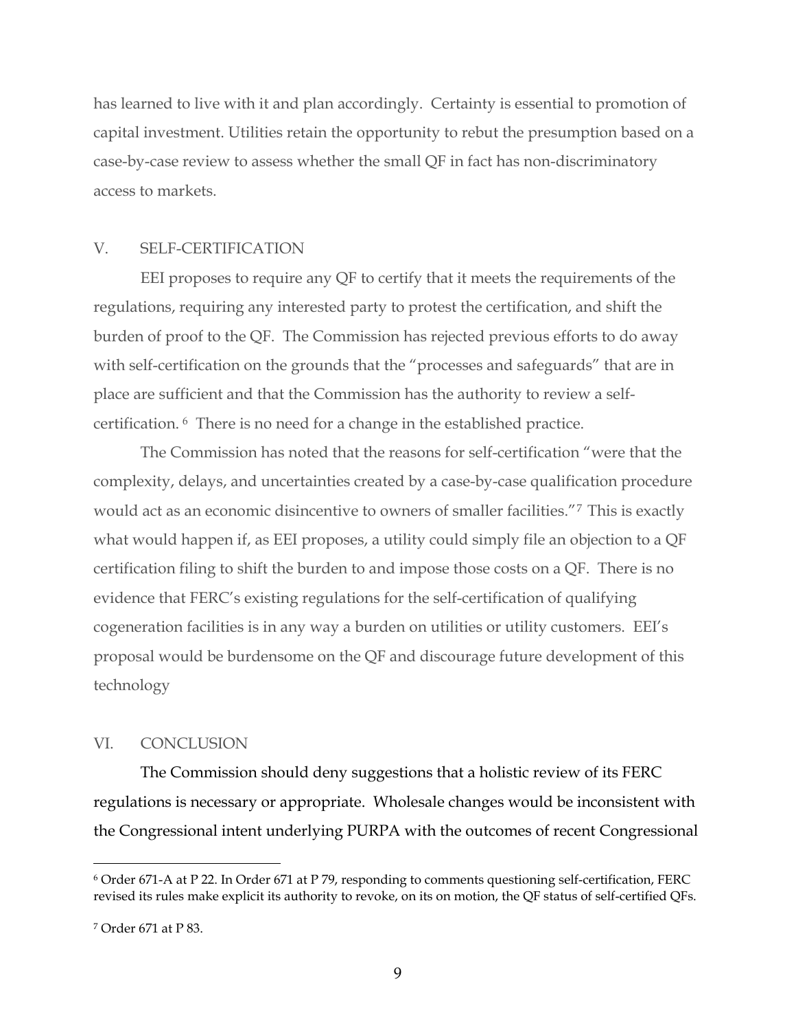has learned to live with it and plan accordingly. Certainty is essential to promotion of capital investment. Utilities retain the opportunity to rebut the presumption based on a case-by-case review to assess whether the small QF in fact has non-discriminatory access to markets.

## V. SELF-CERTIFICATION

EEI proposes to require any QF to certify that it meets the requirements of the regulations, requiring any interested party to protest the certification, and shift the burden of proof to the QF. The Commission has rejected previous efforts to do away with self-certification on the grounds that the "processes and safeguards" that are in place are sufficient and that the Commission has the authority to review a self-certification. [6] There is no need for a change in the established practice.

The Commission has noted that the reasons for self-certification "were that the complexity, delays, and uncertainties created by a case-by-case qualification procedure would act as an economic disincentive to owners of smaller facilities."[7] This is exactly what would happen if, as EEI proposes, a utility could simply file an objection to a QF certification filing to shift the burden to and impose those costs on a QF. There is no evidence that FERC's existing regulations for the self-certification of qualifying cogeneration facilities is in any way a burden on utilities or utility customers. EEI's proposal would be burdensome on the QF and discourage future development of this technology

## VI. CONCLUSION

The Commission should deny suggestions that a holistic review of its FERC regulations is necessary or appropriate. Wholesale changes would be inconsistent with the Congressional intent underlying PURPA with the outcomes of recent Congressional

---

[6] Order 671-A at P 22. In Order 671 at P 79, responding to comments questioning self-certification, FERC revised its rules make explicit its authority to revoke, on its on motion, the QF status of self-certified QFs.

[7] Order 671 at P 83.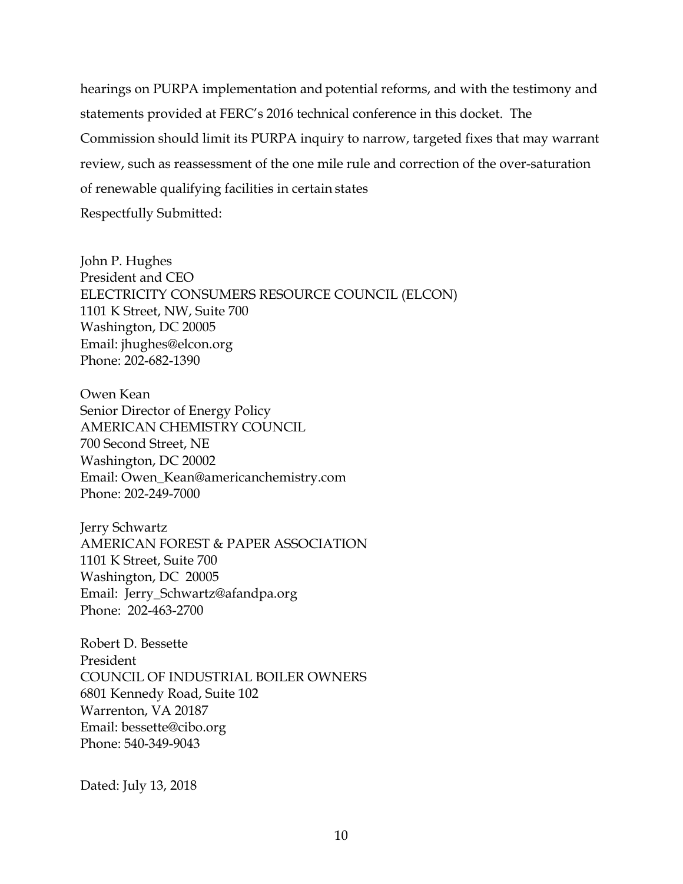hearings on PURPA implementation and potential reforms, and with the testimony and statements provided at FERC's 2016 technical conference in this docket. The Commission should limit its PURPA inquiry to narrow, targeted fixes that may warrant review, such as reassessment of the one mile rule and correction of the over-saturation of renewable qualifying facilities in certain states

Respectfully Submitted:

John P. Hughes
President and CEO
ELECTRICITY CONSUMERS RESOURCE COUNCIL (ELCON)
1101 K Street, NW, Suite 700
Washington, DC 20005
Email: jhughes@elcon.org
Phone: 202-682-1390

Owen Kean
Senior Director of Energy Policy
AMERICAN CHEMISTRY COUNCIL
700 Second Street, NE
Washington, DC 20002
Email: Owen_Kean@americanchemistry.com
Phone: 202-249-7000

Jerry Schwartz
AMERICAN FOREST & PAPER ASSOCIATION
1101 K Street, Suite 700
Washington, DC 20005
Email: Jerry_Schwartz@afandpa.org
Phone: 202-463-2700

Robert D. Bessette
President
COUNCIL OF INDUSTRIAL BOILER OWNERS
6801 Kennedy Road, Suite 102
Warrenton, VA 20187
Email: bessette@cibo.org
Phone: 540-349-9043

Dated: July 13, 2018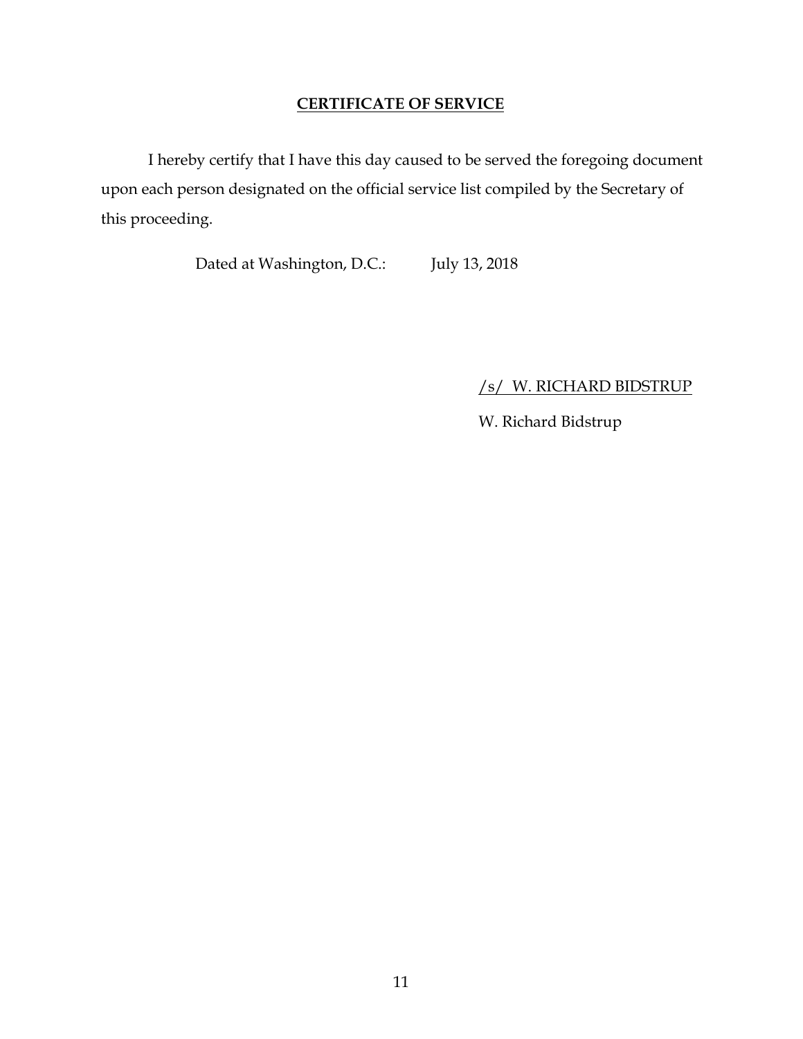## **CERTIFICATE OF SERVICE**

I hereby certify that I have this day caused to be served the foregoing document upon each person designated on the official service list compiled by the Secretary of this proceeding.

Dated at Washington, D.C.: July 13, 2018

/s/ W. RICHARD BIDSTRUP

W. Richard Bidstrup